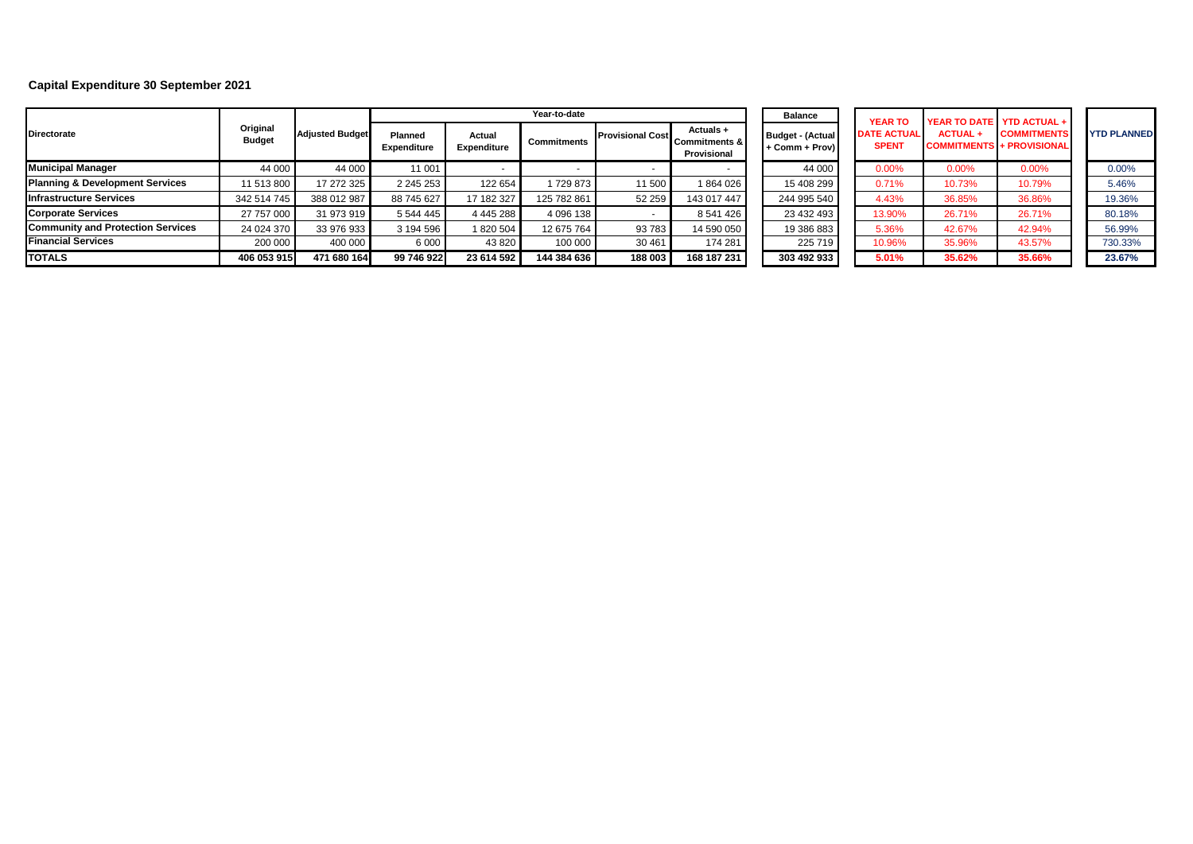**Capital Expenditure 30 September 2021**

| Directorate | Original Budget | Adjusted Budget | Year-to-date | | | | | Balance | YEAR TO DATE ACTUAL SPENT | YEAR TO DATE ACTUAL + COMMITMENTS | YTD ACTUAL + COMMITMENTS + PROVISIONAL | YTD PLANNED |
|---|---|---|---|---|---|---|---|---|---|---|---|---|
| | | | Planned Expenditure | Actual Expenditure | Commitments | Provisional Cost | Actuals + Commitments & Provisional | Budget - (Actual + Comm + Prov) | | | | |
| **Municipal Manager** | 44 000 | 44 000 | 11 001 | - | - | - | - | 44 000 | 0.00% | 0.00% | 0.00% | 0.00% |
| **Planning & Development Services** | 11 513 800 | 17 272 325 | 2 245 253 | 122 654 | 1 729 873 | 11 500 | 1 864 026 | 15 408 299 | 0.71% | 10.73% | 10.79% | 5.46% |
| **Infrastructure Services** | 342 514 745 | 388 012 987 | 88 745 627 | 17 182 327 | 125 782 861 | 52 259 | 143 017 447 | 244 995 540 | 4.43% | 36.85% | 36.86% | 19.36% |
| **Corporate Services** | 27 757 000 | 31 973 919 | 5 544 445 | 4 445 288 | 4 096 138 | - | 8 541 426 | 23 432 493 | 13.90% | 26.71% | 26.71% | 80.18% |
| **Community and Protection Services** | 24 024 370 | 33 976 933 | 3 194 596 | 1 820 504 | 12 675 764 | 93 783 | 14 590 050 | 19 386 883 | 5.36% | 42.67% | 42.94% | 56.99% |
| **Financial Services** | 200 000 | 400 000 | 6 000 | 43 820 | 100 000 | 30 461 | 174 281 | 225 719 | 10.96% | 35.96% | 43.57% | 730.33% |
| **TOTALS** | **406 053 915** | **471 680 164** | **99 746 922** | **23 614 592** | **144 384 636** | **188 003** | **168 187 231** | **303 492 933** | **5.01%** | **35.62%** | **35.66%** | **23.67%** |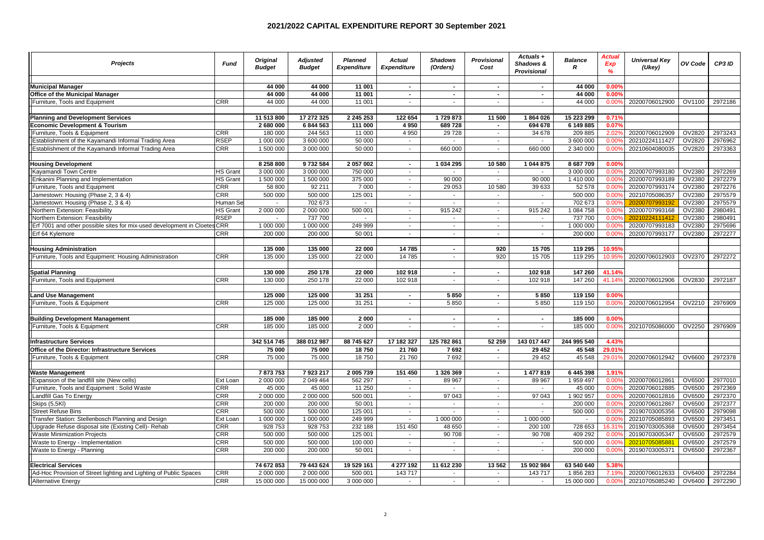# 2021/2022 CAPITAL EXPENDITURE REPORT 30 September 2021

| Projects | Fund | Original Budget | Adjusted Budget | Planned Expenditure | Actual Expenditure | Shadows (Orders) | Provisional Cost | Actuals + Shadows & Provisional | Balance R | Actual Exp % | Universal Key (Ukey) | OV Code | CP3 ID |
|---|---|---|---|---|---|---|---|---|---|---|---|---|---|
| **Municipal Manager** | | **44 000** | **44 000** | **11 001** | **-** | **-** | **-** | **-** | **44 000** | **0.00%** | | | |
| **Office of the Municipal Manager** | | **44 000** | **44 000** | **11 001** | **-** | **-** | **-** | **-** | **44 000** | **0.00%** | | | |
| Furniture, Tools and Equipment | CRR | 44 000 | 44 000 | 11 001 | - | - | - | - | 44 000 | 0.00% | 20200706012900 | OV1100 | 2972186 |
| **Planning and Development Services** | | **11 513 800** | **17 272 325** | **2 245 253** | **122 654** | **1 729 873** | **11 500** | **1 864 026** | **15 223 299** | **0.71%** | | | |
| **Economic Development & Tourism** | | **2 680 000** | **6 844 563** | **111 000** | **4 950** | **689 728** | **-** | **694 678** | **6 149 885** | **0.07%** | | | |
| Furniture, Tools & Equipment | CRR | 180 000 | 244 563 | 11 000 | 4 950 | 29 728 | - | 34 678 | 209 885 | 2.02% | 20200706012909 | OV2820 | 2973243 |
| Establishment of the Kayamandi Informal Trading Area | RSEP | 1 000 000 | 3 600 000 | 50 000 | | - | - | - | 3 600 000 | 0.00% | 20210224111427 | OV2820 | 2976962 |
| Establishment of the Kayamandi Informal Trading Area | CRR | 1 500 000 | 3 000 000 | 50 000 | - | 660 000 | - | 660 000 | 2 340 000 | 0.00% | 20210604080035 | OV2820 | 2973363 |
| **Housing Development** | | **8 258 800** | **9 732 584** | **2 057 002** | **-** | **1 034 295** | **10 580** | **1 044 875** | **8 687 709** | **0.00%** | | | |
| Kayamandi Town Centre | HS Grant | 3 000 000 | 3 000 000 | 750 000 | - | | - | | 3 000 000 | 0.00% | 20200707993180 | OV2380 | 2972269 |
| Enkanini Planning and Implementation | HS Grant | 1 500 000 | 1 500 000 | 375 000 | - | 90 000 | - | 90 000 | 1 410 000 | 0.00% | 20200707993189 | OV2380 | 2972279 |
| Furniture, Tools and Equipment | CRR | 58 800 | 92 211 | 7 000 | - | 29 053 | 10 580 | 39 633 | 52 578 | 0.00% | 20200707993174 | OV2380 | 2972276 |
| Jamestown: Housing (Phase 2, 3 & 4) | CRR | 500 000 | 500 000 | 125 001 | - | - | - | - | 500 000 | 0.00% | 20210705086357 | OV2380 | 2975579 |
| Jamestown: Housing (Phase 2, 3 & 4) | Human Se | - | 702 673 | - | - | - | - | - | 702 673 | 0.00% | 20200707993192 | OV2380 | 2975579 |
| Northern Extension: Feasibility | HS Grant | 2 000 000 | 2 000 000 | 500 001 | - | 915 242 | - | 915 242 | 1 084 758 | 0.00% | 20200707993168 | OV2380 | 2980491 |
| Northern Extension: Feasibility | RSEP | - | 737 700 | - | - | - | - | - | 737 700 | 0.00% | 20210224111412 | OV2380 | 2980491 |
| Erf 7001 and other possible sites for mix-used development in Cloetesville | CRR | 1 000 000 | 1 000 000 | 249 999 | - | - | - | - | 1 000 000 | 0.00% | 20200707993183 | OV2380 | 2975696 |
| Erf 64 Kylemore | CRR | 200 000 | 200 000 | 50 001 | - | - | - | - | 200 000 | 0.00% | 20200707993177 | OV2380 | 2972277 |
| **Housing Administration** | | **135 000** | **135 000** | **22 000** | **14 785** | **-** | **920** | **15 705** | **119 295** | **10.95%** | | | |
| Furniture, Tools and Equipment: Housing Administration | CRR | 135 000 | 135 000 | 22 000 | 14 785 | - | 920 | 15 705 | 119 295 | 10.95% | 20200706012903 | OV2370 | 2972272 |
| **Spatial Planning** | | **130 000** | **250 178** | **22 000** | **102 918** | **-** | **-** | **102 918** | **147 260** | **41.14%** | | | |
| Furniture, Tools and Equipment | CRR | 130 000 | 250 178 | 22 000 | 102 918 | - | - | 102 918 | 147 260 | 41.14% | 20200706012906 | OV2830 | 2972187 |
| **Land Use Management** | | **125 000** | **125 000** | **31 251** | **-** | **5 850** | **-** | **5 850** | **119 150** | **0.00%** | | | |
| Furniture, Tools & Equipment | CRR | 125 000 | 125 000 | 31 251 | - | 5 850 | - | 5 850 | 119 150 | 0.00% | 20200706012954 | OV2210 | 2976909 |
| **Building Development Management** | | **185 000** | **185 000** | **2 000** | **-** | **-** | **-** | **-** | **185 000** | **0.00%** | | | |
| Furniture, Tools & Equipment | CRR | 185 000 | 185 000 | 2 000 | - | - | - | - | 185 000 | 0.00% | 20210705086000 | OV2250 | 2976909 |
| **Infrastructure Services** | | **342 514 745** | **388 012 987** | **88 745 627** | **17 182 327** | **125 782 861** | **52 259** | **143 017 447** | **244 995 540** | **4.43%** | | | |
| **Office of the Director: Infrastructure Services** | | **75 000** | **75 000** | **18 750** | **21 760** | **7 692** | **-** | **29 452** | **45 548** | **29.01%** | | | |
| Furniture, Tools & Equipment | CRR | 75 000 | 75 000 | 18 750 | 21 760 | 7 692 | - | 29 452 | 45 548 | 29.01% | 20200706012942 | OV6600 | 2972378 |
| **Waste Management** | | **7 873 753** | **7 923 217** | **2 005 739** | **151 450** | **1 326 369** | **-** | **1 477 819** | **6 445 398** | **1.91%** | | | |
| Expansion of the landfill site (New cells) | Ext Loan | 2 000 000 | 2 049 464 | 562 297 | - | 89 967 | - | 89 967 | 1 959 497 | 0.00% | 20200706012861 | OV6500 | 2977010 |
| Furniture, Tools and Equipment : Solid Waste | CRR | 45 000 | 45 000 | 11 250 | - | - | - | - | 45 000 | 0.00% | 20200706012885 | OV6500 | 2972369 |
| Landfill Gas To Energy | CRR | 2 000 000 | 2 000 000 | 500 001 | - | 97 043 | - | 97 043 | 1 902 957 | 0.00% | 20200706012816 | OV6500 | 2972370 |
| Skips (5,5Kl) | CRR | 200 000 | 200 000 | 50 001 | - | - | - | - | 200 000 | 0.00% | 20200706012867 | OV6500 | 2972377 |
| Street Refuse Bins | CRR | 500 000 | 500 000 | 125 001 | - | - | - | - | 500 000 | 0.00% | 20190703005356 | OV6500 | 2979098 |
| Transfer Station: Stellenbosch Planning and Design | Ext Loan | 1 000 000 | 1 000 000 | 249 999 | - | 1 000 000 | - | 1 000 000 | - | 0.00% | 20210705085893 | OV6500 | 2973451 |
| Upgrade Refuse disposal site (Existing Cell)- Rehab | CRR | 928 753 | 928 753 | 232 188 | 151 450 | 48 650 | - | 200 100 | 728 653 | 16.31% | 20190703005368 | OV6500 | 2973454 |
| Waste Minimization Projects | CRR | 500 000 | 500 000 | 125 001 | - | 90 708 | - | 90 708 | 409 292 | 0.00% | 20190703005347 | OV6500 | 2972579 |
| Waste to Energy - Implementation | CRR | 500 000 | 500 000 | 100 000 | - | - | - | - | 500 000 | 0.00% | 20210705085881 | OV6500 | 2972579 |
| Waste to Energy - Planning | CRR | 200 000 | 200 000 | 50 001 | - | - | - | - | 200 000 | 0.00% | 20190703005371 | OV6500 | 2972367 |
| **Electrical Services** | | **74 672 853** | **79 443 624** | **19 529 161** | **4 277 192** | **11 612 230** | **13 562** | **15 902 984** | **63 540 640** | **5.38%** | | | |
| Ad-Hoc Provision of Street lighting and Lighting of Public Spaces | CRR | 2 000 000 | 2 000 000 | 500 001 | 143 717 | - | - | 143 717 | 1 856 283 | 7.19% | 20200706012633 | OV6400 | 2972284 |
| Alternative Energy | CRR | 15 000 000 | 15 000 000 | 3 000 000 | - | - | - | - | 15 000 000 | 0.00% | 20210705085240 | OV6400 | 2972290 |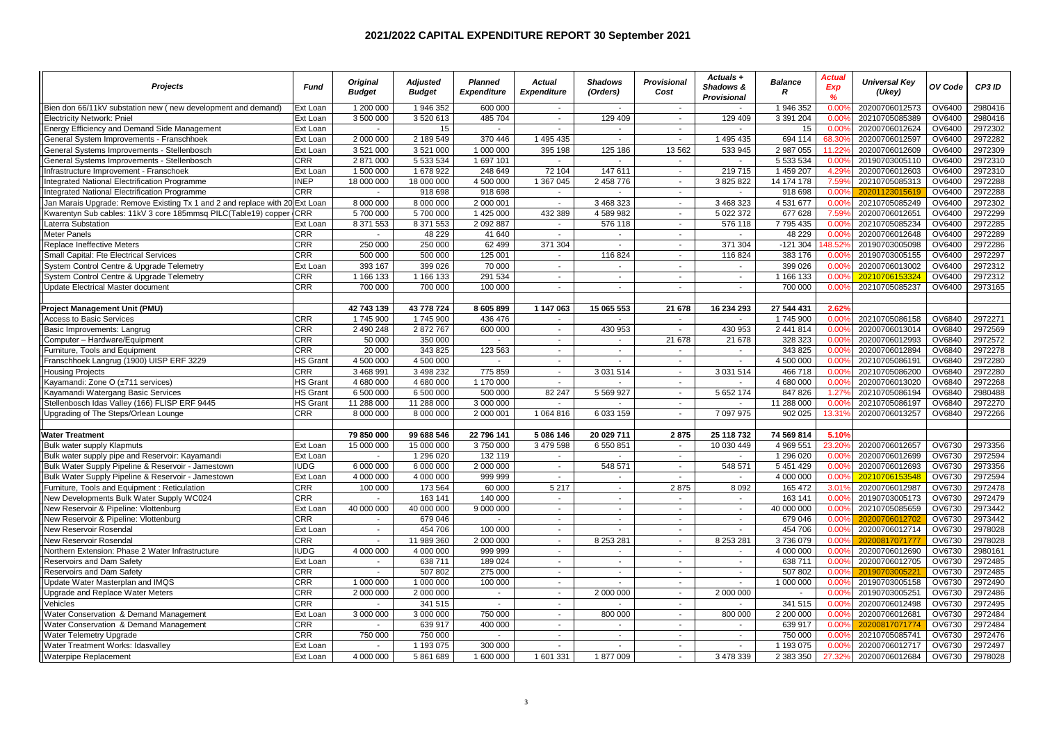# 2021/2022 CAPITAL EXPENDITURE REPORT 30 September 2021

| Projects | Fund | Original Budget | Adjusted Budget | Planned Expenditure | Actual Expenditure | Shadows (Orders) | Provisional Cost | Actuals + Shadows & Provisional | Balance R | Actual Exp % | Universal Key (Ukey) | OV Code | CP3 ID |
|---|---|---|---|---|---|---|---|---|---|---|---|---|---|
| Bien don 66/11kV substation new ( new development and demand) | Ext Loan | 1 200 000 | 1 946 352 | 600 000 | - | - | - | - | 1 946 352 | 0.00% | 20200706012573 | OV6400 | 2980416 |
| Electricity Network: Pniel | Ext Loan | 3 500 000 | 3 520 613 | 485 704 | - | 129 409 | - | 129 409 | 3 391 204 | 0.00% | 20210705085389 | OV6400 | 2980416 |
| Energy Efficiency and Demand Side Management | Ext Loan | - | 15 | - | - | - | - | - | 15 | 0.00% | 20200706012624 | OV6400 | 2972302 |
| General System Improvements - Franschhoek | Ext Loan | 2 000 000 | 2 189 549 | 370 446 | 1 495 435 | - | - | 1 495 435 | 694 114 | 68.30% | 20200706012597 | OV6400 | 2972282 |
| General Systems Improvements - Stellenbosch | Ext Loan | 3 521 000 | 3 521 000 | 1 000 000 | 395 198 | 125 186 | 13 562 | 533 945 | 2 987 055 | 11.22% | 20200706012609 | OV6400 | 2972309 |
| General Systems Improvements - Stellenbosch | CRR | 2 871 000 | 5 533 534 | 1 697 101 | - | - | - | - | 5 533 534 | 0.00% | 20190703005110 | OV6400 | 2972310 |
| Infrastructure Improvement - Franschoek | Ext Loan | 1 500 000 | 1 678 922 | 248 649 | 72 104 | 147 611 | - | 219 715 | 1 459 207 | 4.29% | 20200706012603 | OV6400 | 2972310 |
| Integrated National Electrification Programme | INEP | 18 000 000 | 18 000 000 | 4 500 000 | 1 367 045 | 2 458 776 | - | 3 825 822 | 14 174 178 | 7.59% | 20210705085313 | OV6400 | 2972288 |
| Integrated National Electrification Programme | CRR | - | 918 698 | 918 698 | - | - | - | - | 918 698 | 0.00% | 20201123015619 | OV6400 | 2972288 |
| Jan Marais Upgrade: Remove Existing Tx 1 and 2 and replace with 20 | Ext Loan | 8 000 000 | 8 000 000 | 2 000 001 | - | 3 468 323 | - | 3 468 323 | 4 531 677 | 0.00% | 20210705085249 | OV6400 | 2972302 |
| Kwarentyn Sub cables: 11kV 3 core 185mmsq PILC(Table19) copper | CRR | 5 700 000 | 5 700 000 | 1 425 000 | 432 389 | 4 589 982 | - | 5 022 372 | 677 628 | 7.59% | 20200706012651 | OV6400 | 2972299 |
| Laterra Substation | Ext Loan | 8 371 553 | 8 371 553 | 2 092 887 | - | 576 118 | - | 576 118 | 7 795 435 | 0.00% | 20210705085234 | OV6400 | 2972285 |
| Meter Panels | CRR | - | 48 229 | 41 640 | - | - | - | - | 48 229 | 0.00% | 20200706012648 | OV6400 | 2972289 |
| Replace Ineffective Meters | CRR | 250 000 | 250 000 | 62 499 | 371 304 | - | - | 371 304 | -121 304 | 148.52% | 20190703005098 | OV6400 | 2972286 |
| Small Capital: Fte Electrical Services | CRR | 500 000 | 500 000 | 125 001 | - | 116 824 | - | 116 824 | 383 176 | 0.00% | 20190703005155 | OV6400 | 2972297 |
| System Control Centre & Upgrade Telemetry | Ext Loan | 393 167 | 399 026 | 70 000 | - | - | - | - | 399 026 | 0.00% | 20200706013002 | OV6400 | 2972312 |
| System Control Centre & Upgrade Telemetry | CRR | 1 166 133 | 1 166 133 | 291 534 | - | - | - | - | 1 166 133 | 0.00% | 20210706153324 | OV6400 | 2972312 |
| Update Electrical Master document | CRR | 700 000 | 700 000 | 100 000 | - | - | - | - | 700 000 | 0.00% | 20210705085237 | OV6400 | 2973165 |
| | | | | | | | | | | | | | |
| **Project Management Unit (PMU)** | | **42 743 139** | **43 778 724** | **8 605 899** | **1 147 063** | **15 065 553** | **21 678** | **16 234 293** | **27 544 431** | **2.62%** | | | |
| Access to Basic Services | CRR | 1 745 900 | 1 745 900 | 436 476 | - | - | - | - | 1 745 900 | 0.00% | 20210705086158 | OV6840 | 2972271 |
| Basic Improvements: Langrug | CRR | 2 490 248 | 2 872 767 | 600 000 | - | 430 953 | - | 430 953 | 2 441 814 | 0.00% | 20200706013014 | OV6840 | 2972569 |
| Computer – Hardware/Equipment | CRR | 50 000 | 350 000 | - | - | - | 21 678 | 21 678 | 328 323 | 0.00% | 20200706012993 | OV6840 | 2972572 |
| Furniture, Tools and Equipment | CRR | 20 000 | 343 825 | 123 563 | - | - | - | - | 343 825 | 0.00% | 20200706012894 | OV6840 | 2972278 |
| Franschhoek Langrug (1900) UISP ERF 3229 | HS Grant | 4 500 000 | 4 500 000 | - | - | - | - | - | 4 500 000 | 0.00% | 20210705086191 | OV6840 | 2972280 |
| Housing Projects | CRR | 3 468 991 | 3 498 232 | 775 859 | - | 3 031 514 | - | 3 031 514 | 466 718 | 0.00% | 20210705086200 | OV6840 | 2972280 |
| Kayamandi: Zone O (±711 services) | HS Grant | 4 680 000 | 4 680 000 | 1 170 000 | - | - | - | - | 4 680 000 | 0.00% | 20200706013020 | OV6840 | 2972268 |
| Kayamandi Watergang Basic Services | HS Grant | 6 500 000 | 6 500 000 | 500 000 | 82 247 | 5 569 927 | - | 5 652 174 | 847 826 | 1.27% | 20210705086194 | OV6840 | 2980488 |
| Stellenbosch Idas Valley (166) FLISP ERF 9445 | HS Grant | 11 288 000 | 11 288 000 | 3 000 000 | - | - | - | - | 11 288 000 | 0.00% | 20210705086197 | OV6840 | 2972270 |
| Upgrading of The Steps/Orlean Lounge | CRR | 8 000 000 | 8 000 000 | 2 000 001 | 1 064 816 | 6 033 159 | - | 7 097 975 | 902 025 | 13.31% | 20200706013257 | OV6840 | 2972266 |
| | | | | | | | | | | | | | |
| **Water Treatment** | | **79 850 000** | **99 688 546** | **22 796 141** | **5 086 146** | **20 029 711** | **2 875** | **25 118 732** | **74 569 814** | **5.10%** | | | |
| Bulk water supply Klapmuts | Ext Loan | 15 000 000 | 15 000 000 | 3 750 000 | 3 479 598 | 6 550 851 | - | 10 030 449 | 4 969 551 | 23.20% | 20200706012657 | OV6730 | 2973356 |
| Bulk water supply pipe and Reservoir: Kayamandi | Ext Loan | - | 1 296 020 | 132 119 | - | - | - | - | 1 296 020 | 0.00% | 20200706012699 | OV6730 | 2972594 |
| Bulk Water Supply Pipeline & Reservoir - Jamestown | IUDG | 6 000 000 | 6 000 000 | 2 000 000 | - | 548 571 | - | 548 571 | 5 451 429 | 0.00% | 20200706012693 | OV6730 | 2973356 |
| Bulk Water Supply Pipeline & Reservoir - Jamestown | Ext Loan | 4 000 000 | 4 000 000 | 999 999 | - | - | - | - | 4 000 000 | 0.00% | 20210706153548 | OV6730 | 2972594 |
| Furniture, Tools and Equipment : Reticulation | CRR | 100 000 | 173 564 | 60 000 | 5 217 | - | 2 875 | 8 092 | 165 472 | 3.01% | 20200706012987 | OV6730 | 2972478 |
| New Developments Bulk Water Supply WC024 | CRR | - | 163 141 | 140 000 | - | - | - | - | 163 141 | 0.00% | 20190703005173 | OV6730 | 2972479 |
| New Reservoir & Pipeline: Vlottenburg | Ext Loan | 40 000 000 | 40 000 000 | 9 000 000 | - | - | - | - | 40 000 000 | 0.00% | 20210705085659 | OV6730 | 2973442 |
| New Reservoir & Pipeline: Vlottenburg | CRR | - | 679 046 | - | - | - | - | - | 679 046 | 0.00% | 20200706012702 | OV6730 | 2973442 |
| New Reservoir Rosendal | Ext Loan | - | 454 706 | 100 000 | - | - | - | - | 454 706 | 0.00% | 20200706012714 | OV6730 | 2978028 |
| New Reservoir Rosendal | CRR | - | 11 989 360 | 2 000 000 | - | 8 253 281 | - | 8 253 281 | 3 736 079 | 0.00% | 20200817071777 | OV6730 | 2978028 |
| Northern Extension: Phase 2 Water Infrastructure | IUDG | 4 000 000 | 4 000 000 | 999 999 | - | - | - | - | 4 000 000 | 0.00% | 20200706012690 | OV6730 | 2980161 |
| Reservoirs and Dam Safety | Ext Loan | - | 638 711 | 189 024 | - | - | - | - | 638 711 | 0.00% | 20200706012705 | OV6730 | 2972485 |
| Reservoirs and Dam Safety | CRR | - | 507 802 | 275 000 | - | - | - | - | 507 802 | 0.00% | 20190703005221 | OV6730 | 2972485 |
| Update Water Masterplan and IMQS | CRR | 1 000 000 | 1 000 000 | 100 000 | - | - | - | - | 1 000 000 | 0.00% | 20190703005158 | OV6730 | 2972490 |
| Upgrade and Replace Water Meters | CRR | 2 000 000 | 2 000 000 | - | - | 2 000 000 | - | 2 000 000 | - | 0.00% | 20190703005251 | OV6730 | 2972486 |
| Vehicles | CRR | - | 341 515 | - | - | - | - | - | 341 515 | 0.00% | 20200706012498 | OV6730 | 2972495 |
| Water Conservation & Demand Management | Ext Loan | 3 000 000 | 3 000 000 | 750 000 | - | 800 000 | - | 800 000 | 2 200 000 | 0.00% | 20200706012681 | OV6730 | 2972484 |
| Water Conservation & Demand Management | CRR | - | 639 917 | 400 000 | - | - | - | - | 639 917 | 0.00% | 20200817071774 | OV6730 | 2972484 |
| Water Telemetry Upgrade | CRR | 750 000 | 750 000 | - | - | - | - | - | 750 000 | 0.00% | 20210705085741 | OV6730 | 2972476 |
| Water Treatment Works: Idasvalley | Ext Loan | - | 1 193 075 | 300 000 | - | - | - | - | 1 193 075 | 0.00% | 20200706012717 | OV6730 | 2972497 |
| Waterpipe Replacement | Ext Loan | 4 000 000 | 5 861 689 | 1 600 000 | 1 601 331 | 1 877 009 | - | 3 478 339 | 2 383 350 | 27.32% | 20200706012684 | OV6730 | 2978028 |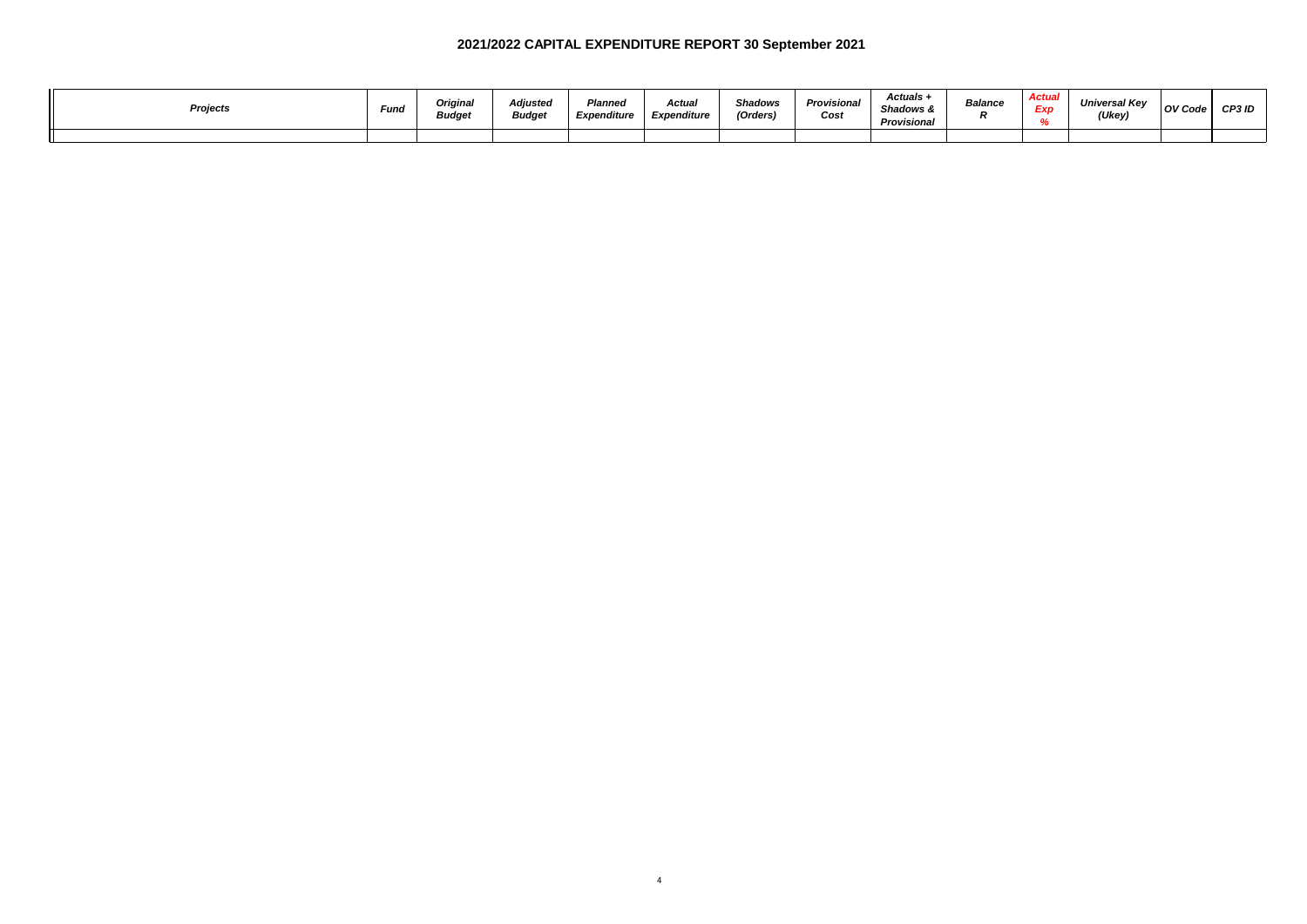# 2021/2022 CAPITAL EXPENDITURE REPORT 30 September 2021

| *Projects* | *Fund* | *Original Budget* | *Adjusted Budget* | *Planned Expenditure* | *Actual Expenditure* | *Shadows (Orders)* | *Provisional Cost* | *Actuals + Shadows & Provisional* | *Balance R* | *Actual Exp %* | *Universal Key (Ukey)* | *OV Code* | *CP3 ID* |
| --- | --- | --- | --- | --- | --- | --- | --- | --- | --- | --- | --- | --- | --- |
| | | | | | | | | | | | | | |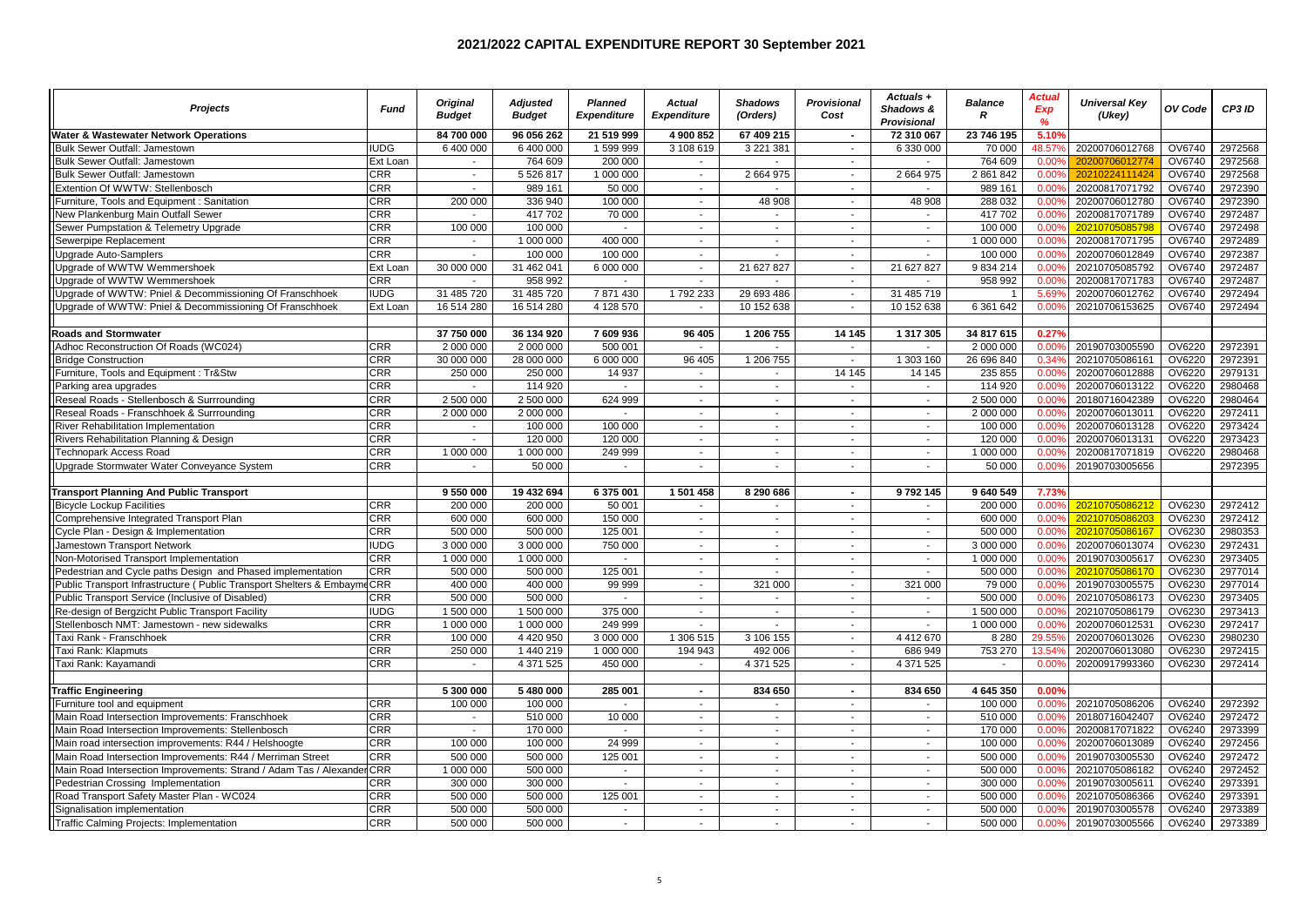# 2021/2022 CAPITAL EXPENDITURE REPORT 30 September 2021

| Projects | Fund | Original Budget | Adjusted Budget | Planned Expenditure | Actual Expenditure | Shadows (Orders) | Provisional Cost | Actuals + Shadows & Provisional | Balance R | Actual Exp % | Universal Key (Ukey) | OV Code | CP3 ID |
|---|---|---|---|---|---|---|---|---|---|---|---|---|---|
| **Water & Wastewater Network Operations** | | **84 700 000** | **96 056 262** | **21 519 999** | **4 900 852** | **67 409 215** | **-** | **72 310 067** | **23 746 195** | **5.10%** | | | |
| Bulk Sewer Outfall: Jamestown | IUDG | 6 400 000 | 6 400 000 | 1 599 999 | 3 108 619 | 3 221 381 | - | 6 330 000 | 70 000 | 48.57% | 20200706012768 | OV6740 | 2972568 |
| Bulk Sewer Outfall: Jamestown | Ext Loan | - | 764 609 | 200 000 | - | - | - | - | 764 609 | 0.00% | 20200706012774 | OV6740 | 2972568 |
| Bulk Sewer Outfall: Jamestown | CRR | - | 5 526 817 | 1 000 000 | - | 2 664 975 | - | 2 664 975 | 2 861 842 | 0.00% | 20210224111424 | OV6740 | 2972568 |
| Extention Of WWTW: Stellenbosch | CRR | - | 989 161 | 50 000 | - | - | - | - | 989 161 | 0.00% | 20200817071792 | OV6740 | 2972390 |
| Furniture, Tools and Equipment : Sanitation | CRR | 200 000 | 336 940 | 100 000 | - | 48 908 | - | 48 908 | 288 032 | 0.00% | 20200706012780 | OV6740 | 2972390 |
| New Plankenburg Main Outfall Sewer | CRR | - | 417 702 | 70 000 | - | - | - | - | 417 702 | 0.00% | 20200817071789 | OV6740 | 2972487 |
| Sewer Pumpstation & Telemetry Upgrade | CRR | 100 000 | 100 000 | - | - | - | - | - | 100 000 | 0.00% | 20210705085798 | OV6740 | 2972498 |
| Sewerpipe Replacement | CRR | - | 1 000 000 | 400 000 | - | - | - | - | 1 000 000 | 0.00% | 20200817071795 | OV6740 | 2972489 |
| Upgrade Auto-Samplers | CRR | - | 100 000 | 100 000 | - | - | - | - | 100 000 | 0.00% | 20200706012849 | OV6740 | 2972387 |
| Upgrade of WWTW Wemmershoek | Ext Loan | 30 000 000 | 31 462 041 | 6 000 000 | - | 21 627 827 | - | 21 627 827 | 9 834 214 | 0.00% | 20210705085792 | OV6740 | 2972487 |
| Upgrade of WWTW Wemmershoek | CRR | - | 958 992 | - | - | - | - | - | 958 992 | 0.00% | 20200817071783 | OV6740 | 2972487 |
| Upgrade of WWTW: Pniel & Decommissioning Of Franschhoek | IUDG | 31 485 720 | 31 485 720 | 7 871 430 | 1 792 233 | 29 693 486 | - | 31 485 719 | 1 | 5.69% | 20200706012762 | OV6740 | 2972494 |
| Upgrade of WWTW: Pniel & Decommissioning Of Franschhoek | Ext Loan | 16 514 280 | 16 514 280 | 4 128 570 | - | 10 152 638 | - | 10 152 638 | 6 361 642 | 0.00% | 20210706153625 | OV6740 | 2972494 |
| | | | | | | | | | | | | | |
| **Roads and Stormwater** | | **37 750 000** | **36 134 920** | **7 609 936** | **96 405** | **1 206 755** | **14 145** | **1 317 305** | **34 817 615** | **0.27%** | | | |
| Adhoc Reconstruction Of Roads (WC024) | CRR | 2 000 000 | 2 000 000 | 500 001 | - | - | - | - | 2 000 000 | 0.00% | 20190703005590 | OV6220 | 2972391 |
| Bridge Construction | CRR | 30 000 000 | 28 000 000 | 6 000 000 | 96 405 | 1 206 755 | - | 1 303 160 | 26 696 840 | 0.34% | 20210705086161 | OV6220 | 2972391 |
| Furniture, Tools and Equipment : Tr&Stw | CRR | 250 000 | 250 000 | 14 937 | - | - | 14 145 | 14 145 | 235 855 | 0.00% | 20200706012888 | OV6220 | 2979131 |
| Parking area upgrades | CRR | - | 114 920 | - | - | - | - | - | 114 920 | 0.00% | 20200706013122 | OV6220 | 2980468 |
| Reseal Roads - Stellenbosch & Surrrounding | CRR | 2 500 000 | 2 500 000 | 624 999 | - | - | - | - | 2 500 000 | 0.00% | 20180716042389 | OV6220 | 2980464 |
| Reseal Roads - Franschhoek & Surrrounding | CRR | 2 000 000 | 2 000 000 | - | - | - | - | - | 2 000 000 | 0.00% | 20200706013011 | OV6220 | 2972411 |
| River Rehabilitation Implementation | CRR | - | 100 000 | 100 000 | - | - | - | - | 100 000 | 0.00% | 20200706013128 | OV6220 | 2973424 |
| Rivers Rehabilitation Planning & Design | CRR | - | 120 000 | 120 000 | - | - | - | - | 120 000 | 0.00% | 20200706013131 | OV6220 | 2973423 |
| Technopark Access Road | CRR | 1 000 000 | 1 000 000 | 249 999 | - | - | - | - | 1 000 000 | 0.00% | 20200817071819 | OV6220 | 2980468 |
| Upgrade Stormwater Water Conveyance System | CRR | - | 50 000 | - | - | - | - | - | 50 000 | 0.00% | 20190703005656 | | 2972395 |
| | | | | | | | | | | | | | |
| **Transport Planning And Public Transport** | | **9 550 000** | **19 432 694** | **6 375 001** | **1 501 458** | **8 290 686** | **-** | **9 792 145** | **9 640 549** | **7.73%** | | | |
| Bicycle Lockup Facilities | CRR | 200 000 | 200 000 | 50 001 | - | - | - | - | 200 000 | 0.00% | 20210705086212 | OV6230 | 2972412 |
| Comprehensive Integrated Transport Plan | CRR | 600 000 | 600 000 | 150 000 | - | - | - | - | 600 000 | 0.00% | 20210705086203 | OV6230 | 2972412 |
| Cycle Plan - Design & Implementation | CRR | 500 000 | 500 000 | 125 001 | - | - | - | - | 500 000 | 0.00% | 20210705086167 | OV6230 | 2980353 |
| Jamestown Transport Network | IUDG | 3 000 000 | 3 000 000 | 750 000 | - | - | - | - | 3 000 000 | 0.00% | 20200706013074 | OV6230 | 2972431 |
| Non-Motorised Transport Implementation | CRR | 1 000 000 | 1 000 000 | - | - | - | - | - | 1 000 000 | 0.00% | 20190703005617 | OV6230 | 2973405 |
| Pedestrian and Cycle paths Design and Phased implementation | CRR | 500 000 | 500 000 | 125 001 | - | - | - | - | 500 000 | 0.00% | 20210705086170 | OV6230 | 2977014 |
| Public Transport Infrastructure ( Public Transport Shelters & Embayme | CRR | 400 000 | 400 000 | 99 999 | - | 321 000 | - | 321 000 | 79 000 | 0.00% | 20190703005575 | OV6230 | 2977014 |
| Public Transport Service (Inclusive of Disabled) | CRR | 500 000 | 500 000 | - | - | - | - | - | 500 000 | 0.00% | 20210705086173 | OV6230 | 2973405 |
| Re-design of Bergzicht Public Transport Facility | IUDG | 1 500 000 | 1 500 000 | 375 000 | - | - | - | - | 1 500 000 | 0.00% | 20210705086179 | OV6230 | 2973413 |
| Stellenbosch NMT: Jamestown - new sidewalks | CRR | 1 000 000 | 1 000 000 | 249 999 | - | - | - | - | 1 000 000 | 0.00% | 20200706012531 | OV6230 | 2972417 |
| Taxi Rank - Franschhoek | CRR | 100 000 | 4 420 950 | 3 000 000 | 1 306 515 | 3 106 155 | - | 4 412 670 | 8 280 | 29.55% | 20200706013026 | OV6230 | 2980230 |
| Taxi Rank: Klapmuts | CRR | 250 000 | 1 440 219 | 1 000 000 | 194 943 | 492 006 | - | 686 949 | 753 270 | 13.54% | 20200706013080 | OV6230 | 2972415 |
| Taxi Rank: Kayamandi | CRR | - | 4 371 525 | 450 000 | - | 4 371 525 | - | 4 371 525 | - | 0.00% | 20200917993360 | OV6230 | 2972414 |
| | | | | | | | | | | | | | |
| **Traffic Engineering** | | **5 300 000** | **5 480 000** | **285 001** | **-** | **834 650** | **-** | **834 650** | **4 645 350** | **0.00%** | | | |
| Furniture tool and equipment | CRR | 100 000 | 100 000 | - | - | - | - | - | 100 000 | 0.00% | 20210705086206 | OV6240 | 2972392 |
| Main Road Intersection Improvements: Franschhoek | CRR | - | 510 000 | 10 000 | - | - | - | - | 510 000 | 0.00% | 20180716042407 | OV6240 | 2972472 |
| Main Road Intersection Improvements: Stellenbosch | CRR | - | 170 000 | - | - | - | - | - | 170 000 | 0.00% | 20200817071822 | OV6240 | 2973399 |
| Main road intersection improvements: R44 / Helshoogte | CRR | 100 000 | 100 000 | 24 999 | - | - | - | - | 100 000 | 0.00% | 20200706013089 | OV6240 | 2972456 |
| Main Road Intersection Improvements: R44 / Merriman Street | CRR | 500 000 | 500 000 | 125 001 | - | - | - | - | 500 000 | 0.00% | 20190703005530 | OV6240 | 2972472 |
| Main Road Intersection Improvements: Strand / Adam Tas / Alexander | CRR | 1 000 000 | 500 000 | - | - | - | - | - | 500 000 | 0.00% | 20210705086182 | OV6240 | 2972452 |
| Pedestrian Crossing Implementation | CRR | 300 000 | 300 000 | - | - | - | - | - | 300 000 | 0.00% | 20190703005611 | OV6240 | 2973391 |
| Road Transport Safety Master Plan - WC024 | CRR | 500 000 | 500 000 | 125 001 | - | - | - | - | 500 000 | 0.00% | 20210705086366 | OV6240 | 2973391 |
| Signalisation implementation | CRR | 500 000 | 500 000 | - | - | - | - | - | 500 000 | 0.00% | 20190703005578 | OV6240 | 2973389 |
| Traffic Calming Projects: Implementation | CRR | 500 000 | 500 000 | - | - | - | - | - | 500 000 | 0.00% | 20190703005566 | OV6240 | 2973389 |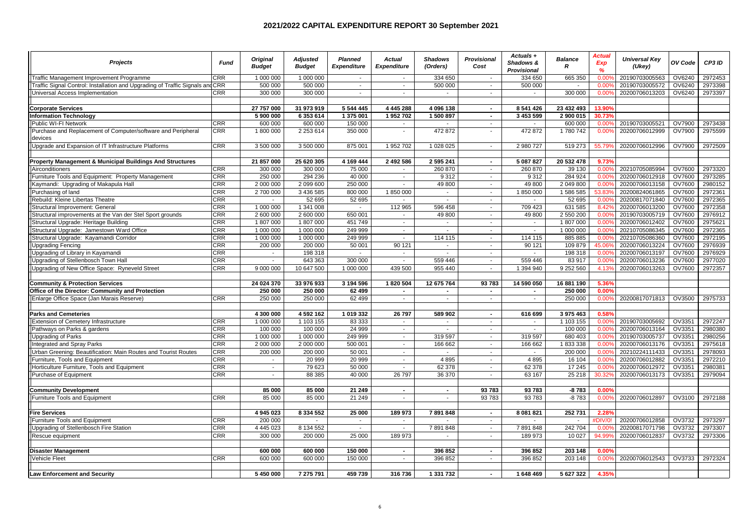## 2021/2022 CAPITAL EXPENDITURE REPORT 30 September 2021

| Projects | Fund | Original Budget | Adjusted Budget | Planned Expenditure | Actual Expenditure | Shadows (Orders) | Provisional Cost | Actuals + Shadows & Provisional | Balance R | Actual Exp % | Universal Key (Ukey) | OV Code | CP3 ID |
|---|---|---|---|---|---|---|---|---|---|---|---|---|---|
| Traffic Management Improvement Programme | CRR | 1 000 000 | 1 000 000 | - | - | 334 650 | - | 334 650 | 665 350 | 0.00% | 20190703005563 | OV6240 | 2972453 |
| Traffic Signal Control: Installation and Upgrading of Traffic Signals and | CRR | 500 000 | 500 000 | - | - | 500 000 | - | 500 000 | - | 0.00% | 20190703005572 | OV6240 | 2973398 |
| Universal Access Implementation | CRR | 300 000 | 300 000 | - | - | - | - | - | 300 000 | 0.00% | 20200706013203 | OV6240 | 2973397 |
| | | | | | | | | | | | | | |
| **Corporate Services** | | **27 757 000** | **31 973 919** | **5 544 445** | **4 445 288** | **4 096 138** | **-** | **8 541 426** | **23 432 493** | **13.90%** | | | |
| **Information Technology** | | **5 900 000** | **6 353 614** | **1 375 001** | **1 952 702** | **1 500 897** | **-** | **3 453 599** | **2 900 015** | **30.73%** | | | |
| Public WI-FI Network | CRR | 600 000 | 600 000 | 150 000 | - | - | - | - | 600 000 | 0.00% | 20190703005521 | OV7900 | 2973438 |
| Purchase and Replacement of Computer/software and Peripheral devices | CRR | 1 800 000 | 2 253 614 | 350 000 | - | 472 872 | - | 472 872 | 1 780 742 | 0.00% | 20200706012999 | OV7900 | 2975599 |
| Upgrade and Expansion of IT Infrastructure Platforms | CRR | 3 500 000 | 3 500 000 | 875 001 | 1 952 702 | 1 028 025 | - | 2 980 727 | 519 273 | 55.79% | 20200706012996 | OV7900 | 2972509 |
| | | | | | | | | | | | | | |
| **Property Management & Municipal Buildings And Structures** | | **21 857 000** | **25 620 305** | **4 169 444** | **2 492 586** | **2 595 241** | **-** | **5 087 827** | **20 532 478** | **9.73%** | | | |
| Airconditioners | CRR | 300 000 | 300 000 | 75 000 | - | 260 870 | - | 260 870 | 39 130 | 0.00% | 20210705085994 | OV7600 | 2973320 |
| Furniture Tools and Equipment: Property Management | CRR | 250 000 | 294 236 | 40 000 | - | 9 312 | - | 9 312 | 284 924 | 0.00% | 20200706012918 | OV7600 | 2973285 |
| Kaymandi: Upgrading of Makapula Hall | CRR | 2 000 000 | 2 099 600 | 250 000 | - | 49 800 | - | 49 800 | 2 049 800 | 0.00% | 20200706013158 | OV7600 | 2980152 |
| Purchasing of land | CRR | 2 700 000 | 3 436 585 | 800 000 | 1 850 000 | - | - | 1 850 000 | 1 586 585 | 53.83% | 20200824061865 | OV7600 | 2972361 |
| Rebuild: Kleine Libertas Theatre | CRR | - | 52 695 | 52 695 | - | - | - | - | 52 695 | 0.00% | 20200817071840 | OV7600 | 2972365 |
| Structural Improvement: General | CRR | 1 000 000 | 1 341 008 | - | 112 965 | 596 458 | - | 709 423 | 631 585 | 8.42% | 20200706013200 | OV7600 | 2972358 |
| Structural improvements at the Van der Stel Sport grounds | CRR | 2 600 000 | 2 600 000 | 650 001 | - | 49 800 | - | 49 800 | 2 550 200 | 0.00% | 20190703005597 | OV7600 | 2976912 |
| Structural Upgrade: Heritage Building | CRR | 1 807 000 | 1 807 000 | 451 749 | - | - | - | - | 1 807 000 | 0.00% | 20200706012402 | OV7600 | 2975621 |
| Structural Upgrade: Jamestown Ward Office | CRR | 1 000 000 | 1 000 000 | 249 999 | - | - | - | - | 1 000 000 | 0.00% | 20210705086345 | OV7600 | 2972365 |
| Structural Upgrade: Kayamandi Corridor | CRR | 1 000 000 | 1 000 000 | 249 999 | - | 114 115 | - | 114 115 | 885 885 | 0.00% | 20210705086360 | OV7600 | 2972195 |
| Upgrading Fencing | CRR | 200 000 | 200 000 | 50 001 | 90 121 | - | - | 90 121 | 109 879 | 45.06% | 20200706013224 | OV7600 | 2976939 |
| Upgrading of Library in Kayamandi | CRR | - | 198 318 | - | - | - | - | - | 198 318 | 0.00% | 20200706013197 | OV7600 | 2976929 |
| Upgrading of Stellenbosch Town Hall | CRR | - | 643 363 | 300 000 | - | 559 446 | - | 559 446 | 83 917 | 0.00% | 20200706013236 | OV7600 | 2977020 |
| Upgrading of New Office Space: Ryneveld Street | CRR | 9 000 000 | 10 647 500 | 1 000 000 | 439 500 | 955 440 | - | 1 394 940 | 9 252 560 | 4.13% | 20200706013263 | OV7600 | 2972357 |
| | | | | | | | | | | | | | |
| **Community & Protection Services** | | **24 024 370** | **33 976 933** | **3 194 596** | **1 820 504** | **12 675 764** | **93 783** | **14 590 050** | **16 881 190** | **5.36%** | | | |
| **Office of the Director: Community and Protection** | | **250 000** | **250 000** | **62 499** | **-** | **-** | **-** | **-** | **250 000** | **0.00%** | | | |
| Enlarge Office Space (Jan Marais Reserve) | CRR | 250 000 | 250 000 | 62 499 | - | - | - | - | 250 000 | 0.00% | 20200817071813 | OV3500 | 2975733 |
| | | | | | | | | | | | | | |
| **Parks and Cemeteries** | | **4 300 000** | **4 592 162** | **1 019 332** | **26 797** | **589 902** | **-** | **616 699** | **3 975 463** | **0.58%** | | | |
| Extension of Cemetery Infrastructure | CRR | 1 000 000 | 1 103 155 | 83 333 | - | - | - | - | 1 103 155 | 0.00% | 20190703005692 | OV3351 | 2972247 |
| Pathways on Parks & gardens | CRR | 100 000 | 100 000 | 24 999 | - | - | - | - | 100 000 | 0.00% | 20200706013164 | OV3351 | 2980380 |
| Upgrading of Parks | CRR | 1 000 000 | 1 000 000 | 249 999 | - | 319 597 | - | 319 597 | 680 403 | 0.00% | 20190703005737 | OV3351 | 2980256 |
| Integrated and Spray Parks | CRR | 2 000 000 | 2 000 000 | 500 001 | - | 166 662 | - | 166 662 | 1 833 338 | 0.00% | 20200706013176 | OV3351 | 2975618 |
| Urban Greening: Beautification: Main Routes and Tourist Routes | CRR | 200 000 | 200 000 | 50 001 | - | - | - | - | 200 000 | 0.00% | 20210224111433 | OV3351 | 2978093 |
| Furniture, Tools and Equipment | CRR | - | 20 999 | 20 999 | - | 4 895 | - | 4 895 | 16 104 | 0.00% | 20200706012882 | OV3351 | 2972210 |
| Horticulture Furniture, Tools and Equipment | CRR | - | 79 623 | 50 000 | - | 62 378 | - | 62 378 | 17 245 | 0.00% | 20200706012972 | OV3351 | 2980381 |
| Purchase of Equipment | CRR | - | 88 385 | 40 000 | 26 797 | 36 370 | - | 63 167 | 25 218 | 30.32% | 20200706013173 | OV3351 | 2979094 |
| | | | | | | | | | | | | | |
| **Community Development** | | **85 000** | **85 000** | **21 249** | **-** | **-** | **93 783** | **93 783** | **-8 783** | **0.00%** | | | |
| Furniture Tools and Equipment | CRR | 85 000 | 85 000 | 21 249 | - | - | 93 783 | 93 783 | -8 783 | 0.00% | 20200706012897 | OV3100 | 2972188 |
| | | | | | | | | | | | | | |
| **Fire Services** | | **4 945 023** | **8 334 552** | **25 000** | **189 973** | **7 891 848** | **-** | **8 081 821** | **252 731** | **2.28%** | | | |
| Furniture Tools and Equipment | CRR | 200 000 | - | - | - | - | - | - | - | #DIV/0! | 20200706012858 | OV3732 | 2973297 |
| Upgrading of Stellenbosch Fire Station | CRR | 4 445 023 | 8 134 552 | - | - | 7 891 848 | - | 7 891 848 | 242 704 | 0.00% | 20200817071798 | OV3732 | 2973307 |
| Rescue equipment | CRR | 300 000 | 200 000 | 25 000 | 189 973 | - | - | 189 973 | 10 027 | 94.99% | 20200706012837 | OV3732 | 2973306 |
| | | | | | | | | | | | | | |
| **Disaster Management** | | **600 000** | **600 000** | **150 000** | **-** | **396 852** | **-** | **396 852** | **203 148** | **0.00%** | | | |
| Vehicle Fleet | CRR | 600 000 | 600 000 | 150 000 | - | 396 852 | - | 396 852 | 203 148 | 0.00% | 20200706012543 | OV3733 | 2972324 |
| | | | | | | | | | | | | | |
| **Law Enforcement and Security** | | **5 450 000** | **7 275 791** | **459 739** | **316 736** | **1 331 732** | **-** | **1 648 469** | **5 627 322** | **4.35%** | | | |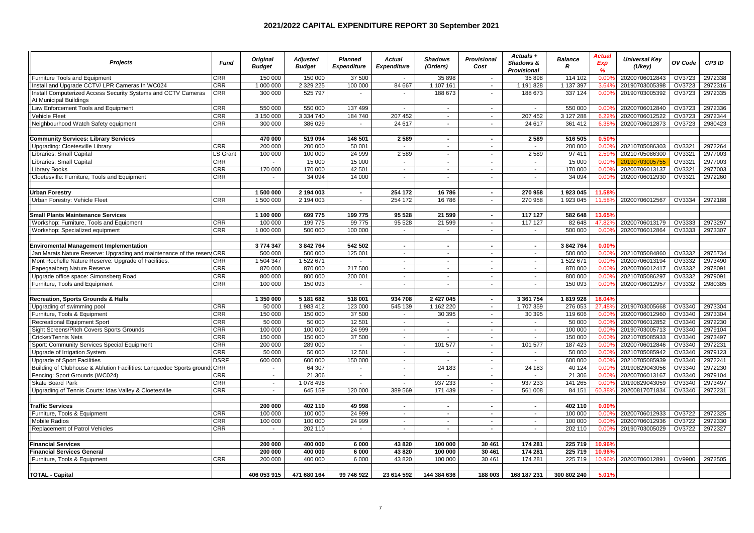## 2021/2022 CAPITAL EXPENDITURE REPORT 30 September 2021

| Projects | Fund | Original Budget | Adjusted Budget | Planned Expenditure | Actual Expenditure | Shadows (Orders) | Provisional Cost | Actuals + Shadows & Provisional | Balance R | Actual Exp % | Universal Key (Ukey) | OV Code | CP3 ID |
|---|---|---|---|---|---|---|---|---|---|---|---|---|---|
| Furniture Tools and Equipment | CRR | 150 000 | 150 000 | 37 500 | - | 35 898 | - | 35 898 | 114 102 | 0.00% | 20200706012843 | OV3723 | 2972338 |
| Install and Upgrade CCTV/ LPR Cameras In WC024 | CRR | 1 000 000 | 2 329 225 | 100 000 | 84 667 | 1 107 161 | - | 1 191 828 | 1 137 397 | 3.64% | 20190703005398 | OV3723 | 2972316 |
| Install Computerized Access Security Systems and CCTV Cameras At Municipal Buildings | CRR | 300 000 | 525 797 | - | - | 188 673 | - | 188 673 | 337 124 | 0.00% | 20190703005392 | OV3723 | 2972335 |
| Law Enforcement Tools and Equipment | CRR | 550 000 | 550 000 | 137 499 | - | - | - | - | 550 000 | 0.00% | 20200706012840 | OV3723 | 2972336 |
| Vehicle Fleet | CRR | 3 150 000 | 3 334 740 | 184 740 | 207 452 | - | - | 207 452 | 3 127 288 | 6.22% | 20200706012522 | OV3723 | 2972344 |
| Neighbourhood Watch Safety equipment | CRR | 300 000 | 386 029 | - | 24 617 | - | - | 24 617 | 361 412 | 6.38% | 20200706012873 | OV3723 | 2980423 |
| | | | | | | | | | | | | | |
| **Community Services: Library Services** | | **470 000** | **519 094** | **146 501** | **2 589** | **-** | **-** | **2 589** | **516 505** | **0.50%** | | | |
| Upgrading: Cloetesville Library | CRR | 200 000 | 200 000 | 50 001 | - | - | - | - | 200 000 | 0.00% | 20210705086303 | OV3321 | 2972264 |
| Libraries: Small Capital | LS Grant | 100 000 | 100 000 | 24 999 | 2 589 | - | - | 2 589 | 97 411 | 2.59% | 20210705086300 | OV3321 | 2977003 |
| Libraries: Small Capital | CRR | - | 15 000 | 15 000 | - | - | - | - | 15 000 | 0.00% | 20190703005755 | OV3321 | 2977003 |
| Library Books | CRR | 170 000 | 170 000 | 42 501 | - | - | - | - | 170 000 | 0.00% | 20200706013137 | OV3321 | 2977003 |
| Cloetesville: Furniture, Tools and Equipment | CRR | - | 34 094 | 14 000 | - | - | - | - | 34 094 | 0.00% | 20200706012930 | OV3321 | 2972260 |
| | | | | | | | | | | | | | |
| **Urban Forestry** | | **1 500 000** | **2 194 003** | **-** | **254 172** | **16 786** | **-** | **270 958** | **1 923 045** | **11.58%** | | | |
| Urban Forestry: Vehicle Fleet | CRR | 1 500 000 | 2 194 003 | - | 254 172 | 16 786 | - | 270 958 | 1 923 045 | 11.58% | 20200706012567 | OV3334 | 2972188 |
| | | | | | | | | | | | | | |
| **Small Plants Maintenance Services** | | **1 100 000** | **699 775** | **199 775** | **95 528** | **21 599** | **-** | **117 127** | **582 648** | **13.65%** | | | |
| Workshop: Furniture, Tools and Equipment | CRR | 100 000 | 199 775 | 99 775 | 95 528 | 21 599 | - | 117 127 | 82 648 | 47.82% | 20200706013179 | OV3333 | 2973297 |
| Workshop: Specialized equipment | CRR | 1 000 000 | 500 000 | 100 000 | - | - | - | - | 500 000 | 0.00% | 20200706012864 | OV3333 | 2973307 |
| | | | | | | | | | | | | | |
| **Enviromental Management Implementation** | | **3 774 347** | **3 842 764** | **542 502** | **-** | **-** | **-** | **-** | **3 842 764** | **0.00%** | | | |
| Jan Marais Nature Reserve: Upgrading and maintenance of the reserv | CRR | 500 000 | 500 000 | 125 001 | - | - | - | - | 500 000 | 0.00% | 20210705084860 | OV3332 | 2975734 |
| Mont Rochelle Nature Reserve: Upgrade of Facilities. | CRR | 1 504 347 | 1 522 671 | - | - | - | - | - | 1 522 671 | 0.00% | 20200706013194 | OV3332 | 2973490 |
| Papegaaiberg Nature Reserve | CRR | 870 000 | 870 000 | 217 500 | - | - | - | - | 870 000 | 0.00% | 20200706012417 | OV3332 | 2978091 |
| Upgrade office space: Simonsberg Road | CRR | 800 000 | 800 000 | 200 001 | - | - | - | - | 800 000 | 0.00% | 20210705086297 | OV3332 | 2979091 |
| Furniture, Tools and Equipment | CRR | 100 000 | 150 093 | - | - | - | - | - | 150 093 | 0.00% | 20200706012957 | OV3332 | 2980385 |
| | | | | | | | | | | | | | |
| **Recreation, Sports Grounds & Halls** | | **1 350 000** | **5 181 682** | **518 001** | **934 708** | **2 427 045** | **-** | **3 361 754** | **1 819 928** | **18.04%** | | | |
| Upgrading of swimming pool | CRR | 50 000 | 1 983 412 | 123 000 | 545 139 | 1 162 220 | - | 1 707 359 | 276 053 | 27.48% | 20190703005668 | OV3340 | 2973304 |
| Furniture, Tools & Equipment | CRR | 150 000 | 150 000 | 37 500 | - | 30 395 | - | 30 395 | 119 606 | 0.00% | 20200706012960 | OV3340 | 2973304 |
| Recreational Equipment Sport | CRR | 50 000 | 50 000 | 12 501 | - | - | - | - | 50 000 | 0.00% | 20200706012852 | OV3340 | 2972230 |
| Sight Screens/Pitch Covers Sports Grounds | CRR | 100 000 | 100 000 | 24 999 | - | - | - | - | 100 000 | 0.00% | 20190703005713 | OV3340 | 2979104 |
| Cricket/Tennis Nets | CRR | 150 000 | 150 000 | 37 500 | - | - | - | - | 150 000 | 0.00% | 20210705085933 | OV3340 | 2973497 |
| Sport: Community Services Special Equipment | CRR | 200 000 | 289 000 | - | - | 101 577 | - | 101 577 | 187 423 | 0.00% | 20200706012846 | OV3340 | 2972231 |
| Upgrade of Irrigation System | CRR | 50 000 | 50 000 | 12 501 | - | - | - | - | 50 000 | 0.00% | 20210705085942 | OV3340 | 2979123 |
| Upgrade of Sport Facilities | DSRF | 600 000 | 600 000 | 150 000 | - | - | - | - | 600 000 | 0.00% | 20210705085939 | OV3340 | 2972241 |
| Building of Clubhouse & Ablution Facilities: Lanquedoc Sports grounds | CRR | - | 64 307 | - | - | 24 183 | - | 24 183 | 40 124 | 0.00% | 20190829043056 | OV3340 | 2972230 |
| Fencing: Sport Grounds (WC024) | CRR | - | 21 306 | - | - | - | - | - | 21 306 | 0.00% | 20200706013167 | OV3340 | 2979104 |
| Skate Board Park | CRR | - | 1 078 498 | - | - | 937 233 | - | 937 233 | 141 265 | 0.00% | 20190829043059 | OV3340 | 2973497 |
| Upgrading of Tennis Courts: Idas Valley & Cloetesville | CRR | - | 645 159 | 120 000 | 389 569 | 171 439 | - | 561 008 | 84 151 | 60.38% | 20200817071834 | OV3340 | 2972231 |
| | | | | | | | | | | | | | |
| **Traffic Services** | | **200 000** | **402 110** | **49 998** | **-** | **-** | **-** | **-** | **402 110** | **0.00%** | | | |
| Furniture, Tools & Equipment | CRR | 100 000 | 100 000 | 24 999 | - | - | - | - | 100 000 | 0.00% | 20200706012933 | OV3722 | 2972325 |
| Mobile Radios | CRR | 100 000 | 100 000 | 24 999 | - | - | - | - | 100 000 | 0.00% | 20200706012936 | OV3722 | 2972330 |
| Replacement of Patrol Vehicles | CRR | - | 202 110 | - | - | - | - | - | 202 110 | 0.00% | 20190703005029 | OV3722 | 2972327 |
| | | | | | | | | | | | | | |
| **Financial Services** | | **200 000** | **400 000** | **6 000** | **43 820** | **100 000** | **30 461** | **174 281** | **225 719** | **10.96%** | | | |
| **Financial Services General** | | **200 000** | **400 000** | **6 000** | **43 820** | **100 000** | **30 461** | **174 281** | **225 719** | **10.96%** | | | |
| Furniture, Tools & Equipment | CRR | 200 000 | 400 000 | 6 000 | 43 820 | 100 000 | 30 461 | 174 281 | 225 719 | 10.96% | 20200706012891 | OV9900 | 2972505 |
| | | | | | | | | | | | | | |
| **TOTAL - Capital** | | **406 053 915** | **471 680 164** | **99 746 922** | **23 614 592** | **144 384 636** | **188 003** | **168 187 231** | **300 802 240** | **5.01%** | | | |